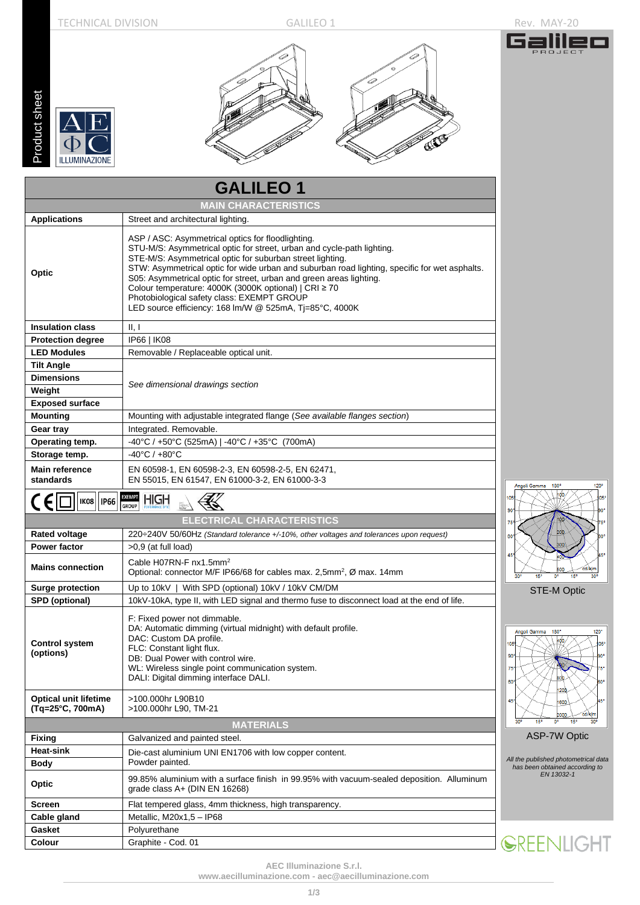# GALILEO 1

| MAIN CHARACTERISTICS | |
|---|---|
| **Applications** | Street and architectural lighting. |
| **Optic** | ASP / ASC: Asymmetrical optics for floodlighting.<br>STU-M/S: Asymmetrical optic for street, urban and cycle-path lighting.<br>STE-M/S: Asymmetrical optic for suburban street lighting.<br>STW: Asymmetrical optic for wide urban and suburban road lighting, specific for wet asphalts.<br>S05: Asymmetrical optic for street, urban and green areas lighting.<br>Colour temperature: 4000K (3000K optional) \| CRI ≥ 70<br>Photobiological safety class: EXEMPT GROUP<br>LED source efficiency: 168 lm/W @ 525mA, Tj=85°C, 4000K |
| **Insulation class** | II, I |
| **Protection degree** | IP66 \| IK08 |
| **LED Modules** | Removable / Replaceable optical unit. |
| **Tilt Angle** | *See dimensional drawings section* |
| **Dimensions** | |
| **Weight** | |
| **Exposed surface** | |
| **Mounting** | Mounting with adjustable integrated flange (*See available flanges section*) |
| **Gear tray** | Integrated. Removable. |
| **Operating temp.** | -40°C / +50°C (525mA) \| -40°C / +35°C (700mA) |
| **Storage temp.** | -40°C / +80°C |
| **Main reference standards** | EN 60598-1, EN 60598-2-3, EN 60598-2-5, EN 62471,<br>EN 55015, EN 61547, EN 61000-3-2, EN 61000-3-3 |

| ELECTRICAL CHARACTERISTICS | |
|---|---|
| **Rated voltage** | 220÷240V 50/60Hz *(Standard tolerance +/-10%, other voltages and tolerances upon request)* |
| **Power factor** | >0,9 (at full load) |
| **Mains connection** | Cable H07RN-F nx1.5mm²<br>Optional: connector M/F IP66/68 for cables max. 2,5mm², Ø max. 14mm |
| **Surge protection** | Up to 10kV \| With SPD (optional) 10kV / 10kV CM/DM |
| **SPD (optional)** | 10kV-10kA, type II, with LED signal and thermo fuse to disconnect load at the end of life. |
| **Control system (options)** | F: Fixed power not dimmable.<br>DA: Automatic dimming (virtual midnight) with default profile.<br>DAC: Custom DA profile.<br>FLC: Constant light flux.<br>DB: Dual Power with control wire.<br>WL: Wireless single point communication system.<br>DALI: Digital dimming interface DALI. |
| **Optical unit lifetime (Tq=25°C, 700mA)** | >100.000hr L90B10<br>>100.000hr L90, TM-21 |

| MATERIALS | |
|---|---|
| **Fixing** | Galvanized and painted steel. |
| **Heat-sink** | Die-cast aluminium UNI EN1706 with low copper content. |
| **Body** | Powder painted. |
| **Optic** | 99.85% aluminium with a surface finish in 99.95% with vacuum-sealed deposition. Alluminum grade class A+ (DIN EN 16268) |
| **Screen** | Flat tempered glass, 4mm thickness, high transparency. |
| **Cable gland** | Metallic, M20x1,5 – IP68 |
| **Gasket** | Polyurethane |
| **Colour** | Graphite - Cod. 01 |

STE-M Optic

ASP-7W Optic

*All the published photometrical data has been obtained according to EN 13032-1*

**AEC Illuminazione S.r.l.**
**www.aecilluminazione.com - aec@aecilluminazione.com**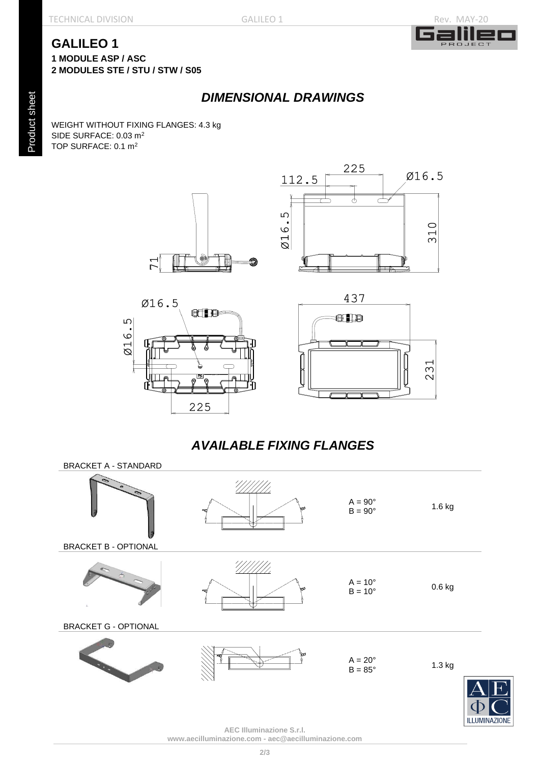# GALILEO 1

**1 MODULE ASP / ASC**
**2 MODULES STE / STU / STW / S05**

## *DIMENSIONAL DRAWINGS*

WEIGHT WITHOUT FIXING FLANGES: 4.3 kg
SIDE SURFACE: 0.03 m²
TOP SURFACE: 0.1 m²

## *AVAILABLE FIXING FLANGES*

| Bracket | Angles | Weight |
| --- | --- | --- |
| BRACKET A - STANDARD | A = 90°<br>B = 90° | 1.6 kg |
| BRACKET B - OPTIONAL | A = 10°<br>B = 10° | 0.6 kg |
| BRACKET G - OPTIONAL | A = 20°<br>B = 85° | 1.3 kg |

**AEC Illuminazione S.r.l.**
**www.aecilluminazione.com - aec@aecilluminazione.com**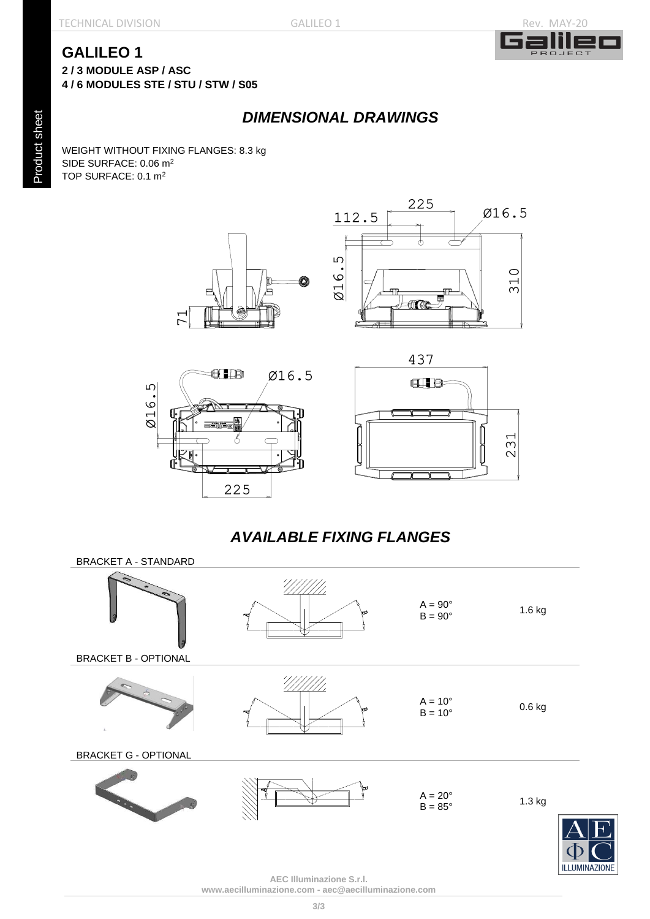# GALILEO 1

**2 / 3 MODULE ASP / ASC**
**4 / 6 MODULES STE / STU / STW / S05**

## *DIMENSIONAL DRAWINGS*

WEIGHT WITHOUT FIXING FLANGES: 8.3 kg
SIDE SURFACE: 0.06 m$^2$
TOP SURFACE: 0.1 m$^2$

## *AVAILABLE FIXING FLANGES*

| Bracket | Angles | Weight |
|---|---|---|
| BRACKET A - STANDARD | A = 90°<br>B = 90° | 1.6 kg |
| BRACKET B - OPTIONAL | A = 10°<br>B = 10° | 0.6 kg |
| BRACKET G - OPTIONAL | A = 20°<br>B = 85° | 1.3 kg |

**AEC Illuminazione S.r.l.**
**www.aecilluminazione.com - aec@aecilluminazione.com**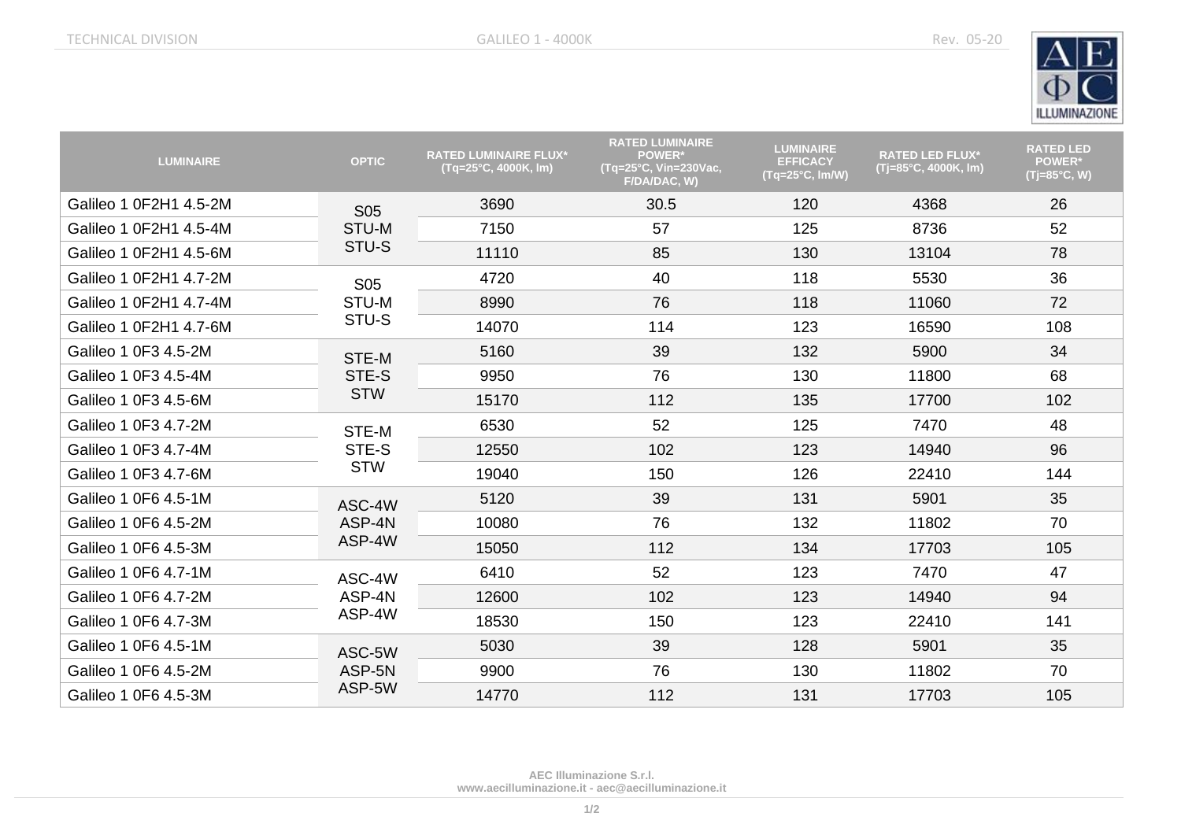| LUMINAIRE | OPTIC | RATED LUMINAIRE FLUX* (Tq=25°C, 4000K, lm) | RATED LUMINAIRE POWER* (Tq=25°C, Vin=230Vac, F/DA/DAC, W) | LUMINAIRE EFFICACY (Tq=25°C, lm/W) | RATED LED FLUX* (Tj=85°C, 4000K, lm) | RATED LED POWER* (Tj=85°C, W) |
|---|---|---|---|---|---|---|
| Galileo 1 0F2H1 4.5-2M | S05 STU-M STU-S | 3690 | 30.5 | 120 | 4368 | 26 |
| Galileo 1 0F2H1 4.5-4M | | 7150 | 57 | 125 | 8736 | 52 |
| Galileo 1 0F2H1 4.5-6M | | 11110 | 85 | 130 | 13104 | 78 |
| Galileo 1 0F2H1 4.7-2M | S05 STU-M STU-S | 4720 | 40 | 118 | 5530 | 36 |
| Galileo 1 0F2H1 4.7-4M | | 8990 | 76 | 118 | 11060 | 72 |
| Galileo 1 0F2H1 4.7-6M | | 14070 | 114 | 123 | 16590 | 108 |
| Galileo 1 0F3 4.5-2M | STE-M STE-S STW | 5160 | 39 | 132 | 5900 | 34 |
| Galileo 1 0F3 4.5-4M | | 9950 | 76 | 130 | 11800 | 68 |
| Galileo 1 0F3 4.5-6M | | 15170 | 112 | 135 | 17700 | 102 |
| Galileo 1 0F3 4.7-2M | STE-M STE-S STW | 6530 | 52 | 125 | 7470 | 48 |
| Galileo 1 0F3 4.7-4M | | 12550 | 102 | 123 | 14940 | 96 |
| Galileo 1 0F3 4.7-6M | | 19040 | 150 | 126 | 22410 | 144 |
| Galileo 1 0F6 4.5-1M | ASC-4W ASP-4N ASP-4W | 5120 | 39 | 131 | 5901 | 35 |
| Galileo 1 0F6 4.5-2M | | 10080 | 76 | 132 | 11802 | 70 |
| Galileo 1 0F6 4.5-3M | | 15050 | 112 | 134 | 17703 | 105 |
| Galileo 1 0F6 4.7-1M | ASC-4W ASP-4N ASP-4W | 6410 | 52 | 123 | 7470 | 47 |
| Galileo 1 0F6 4.7-2M | | 12600 | 102 | 123 | 14940 | 94 |
| Galileo 1 0F6 4.7-3M | | 18530 | 150 | 123 | 22410 | 141 |
| Galileo 1 0F6 4.5-1M | ASC-5W ASP-5N ASP-5W | 5030 | 39 | 128 | 5901 | 35 |
| Galileo 1 0F6 4.5-2M | | 9900 | 76 | 130 | 11802 | 70 |
| Galileo 1 0F6 4.5-3M | | 14770 | 112 | 131 | 17703 | 105 |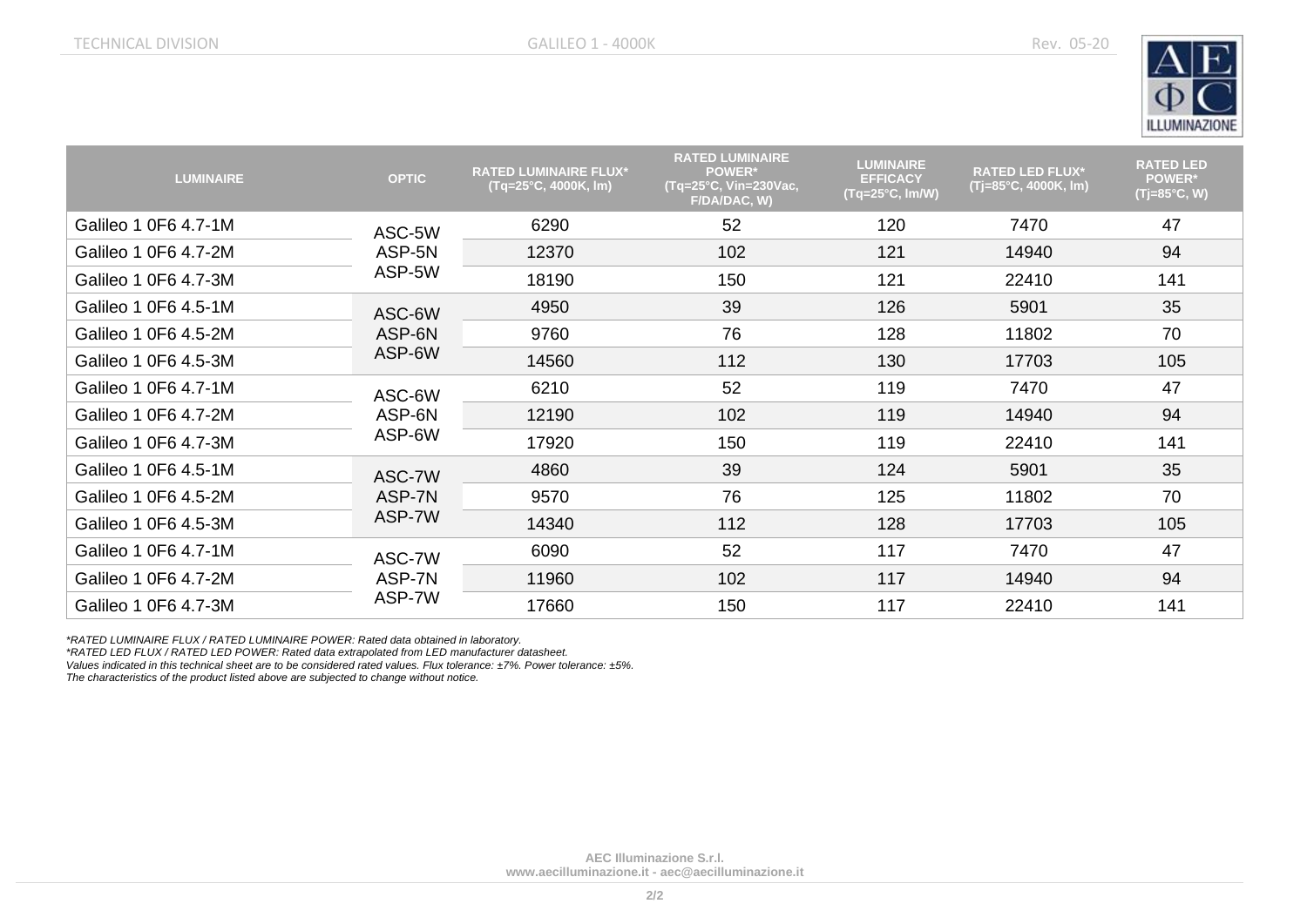| LUMINAIRE | OPTIC | RATED LUMINAIRE FLUX* (Tq=25°C, 4000K, lm) | RATED LUMINAIRE POWER* (Tq=25°C, Vin=230Vac, F/DA/DAC, W) | LUMINAIRE EFFICACY (Tq=25°C, lm/W) | RATED LED FLUX* (Tj=85°C, 4000K, lm) | RATED LED POWER* (Tj=85°C, W) |
|---|---|---|---|---|---|---|
| Galileo 1 0F6 4.7-1M | ASC-5W ASP-5N ASP-5W | 6290 | 52 | 120 | 7470 | 47 |
| Galileo 1 0F6 4.7-2M | | 12370 | 102 | 121 | 14940 | 94 |
| Galileo 1 0F6 4.7-3M | | 18190 | 150 | 121 | 22410 | 141 |
| Galileo 1 0F6 4.5-1M | ASC-6W ASP-6N ASP-6W | 4950 | 39 | 126 | 5901 | 35 |
| Galileo 1 0F6 4.5-2M | | 9760 | 76 | 128 | 11802 | 70 |
| Galileo 1 0F6 4.5-3M | | 14560 | 112 | 130 | 17703 | 105 |
| Galileo 1 0F6 4.7-1M | ASC-6W ASP-6N ASP-6W | 6210 | 52 | 119 | 7470 | 47 |
| Galileo 1 0F6 4.7-2M | | 12190 | 102 | 119 | 14940 | 94 |
| Galileo 1 0F6 4.7-3M | | 17920 | 150 | 119 | 22410 | 141 |
| Galileo 1 0F6 4.5-1M | ASC-7W ASP-7N ASP-7W | 4860 | 39 | 124 | 5901 | 35 |
| Galileo 1 0F6 4.5-2M | | 9570 | 76 | 125 | 11802 | 70 |
| Galileo 1 0F6 4.5-3M | | 14340 | 112 | 128 | 17703 | 105 |
| Galileo 1 0F6 4.7-1M | ASC-7W ASP-7N ASP-7W | 6090 | 52 | 117 | 7470 | 47 |
| Galileo 1 0F6 4.7-2M | | 11960 | 102 | 117 | 14940 | 94 |
| Galileo 1 0F6 4.7-3M | | 17660 | 150 | 117 | 22410 | 141 |

*\*RATED LUMINAIRE FLUX / RATED LUMINAIRE POWER: Rated data obtained in laboratory.*
*\*RATED LED FLUX / RATED LED POWER: Rated data extrapolated from LED manufacturer datasheet.*
*Values indicated in this technical sheet are to be considered rated values. Flux tolerance: ±7%. Power tolerance: ±5%.*
*The characteristics of the product listed above are subjected to change without notice.*

**AEC Illuminazione S.r.l.**
**www.aecilluminazione.it - aec@aecilluminazione.it**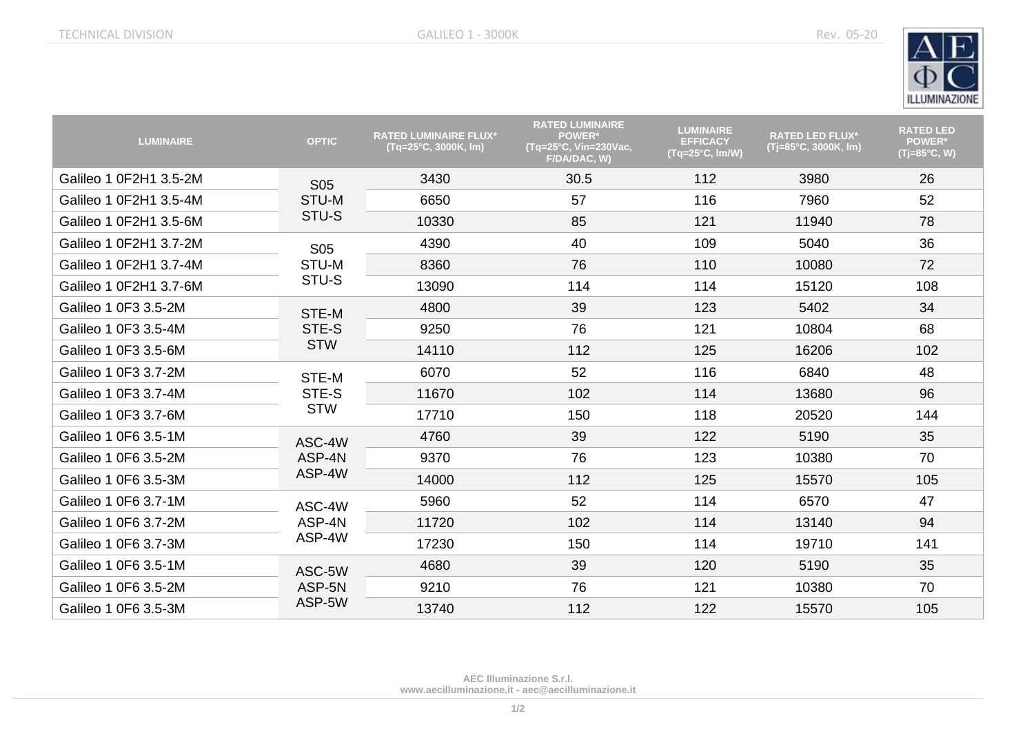| LUMINAIRE | OPTIC | RATED LUMINAIRE FLUX* (Tq=25°C, 3000K, lm) | RATED LUMINAIRE POWER* (Tq=25°C, Vin=230Vac, F/DA/DAC, W) | LUMINAIRE EFFICACY (Tq=25°C, lm/W) | RATED LED FLUX* (Tj=85°C, 3000K, lm) | RATED LED POWER* (Tj=85°C, W) |
|---|---|---|---|---|---|---|
| Galileo 1 0F2H1 3.5-2M | S05 STU-M STU-S | 3430 | 30.5 | 112 | 3980 | 26 |
| Galileo 1 0F2H1 3.5-4M | | 6650 | 57 | 116 | 7960 | 52 |
| Galileo 1 0F2H1 3.5-6M | | 10330 | 85 | 121 | 11940 | 78 |
| Galileo 1 0F2H1 3.7-2M | S05 STU-M STU-S | 4390 | 40 | 109 | 5040 | 36 |
| Galileo 1 0F2H1 3.7-4M | | 8360 | 76 | 110 | 10080 | 72 |
| Galileo 1 0F2H1 3.7-6M | | 13090 | 114 | 114 | 15120 | 108 |
| Galileo 1 0F3 3.5-2M | STE-M STE-S STW | 4800 | 39 | 123 | 5402 | 34 |
| Galileo 1 0F3 3.5-4M | | 9250 | 76 | 121 | 10804 | 68 |
| Galileo 1 0F3 3.5-6M | | 14110 | 112 | 125 | 16206 | 102 |
| Galileo 1 0F3 3.7-2M | STE-M STE-S STW | 6070 | 52 | 116 | 6840 | 48 |
| Galileo 1 0F3 3.7-4M | | 11670 | 102 | 114 | 13680 | 96 |
| Galileo 1 0F3 3.7-6M | | 17710 | 150 | 118 | 20520 | 144 |
| Galileo 1 0F6 3.5-1M | ASC-4W ASP-4N ASP-4W | 4760 | 39 | 122 | 5190 | 35 |
| Galileo 1 0F6 3.5-2M | | 9370 | 76 | 123 | 10380 | 70 |
| Galileo 1 0F6 3.5-3M | | 14000 | 112 | 125 | 15570 | 105 |
| Galileo 1 0F6 3.7-1M | ASC-4W ASP-4N ASP-4W | 5960 | 52 | 114 | 6570 | 47 |
| Galileo 1 0F6 3.7-2M | | 11720 | 102 | 114 | 13140 | 94 |
| Galileo 1 0F6 3.7-3M | | 17230 | 150 | 114 | 19710 | 141 |
| Galileo 1 0F6 3.5-1M | ASC-5W ASP-5N ASP-5W | 4680 | 39 | 120 | 5190 | 35 |
| Galileo 1 0F6 3.5-2M | | 9210 | 76 | 121 | 10380 | 70 |
| Galileo 1 0F6 3.5-3M | | 13740 | 112 | 122 | 15570 | 105 |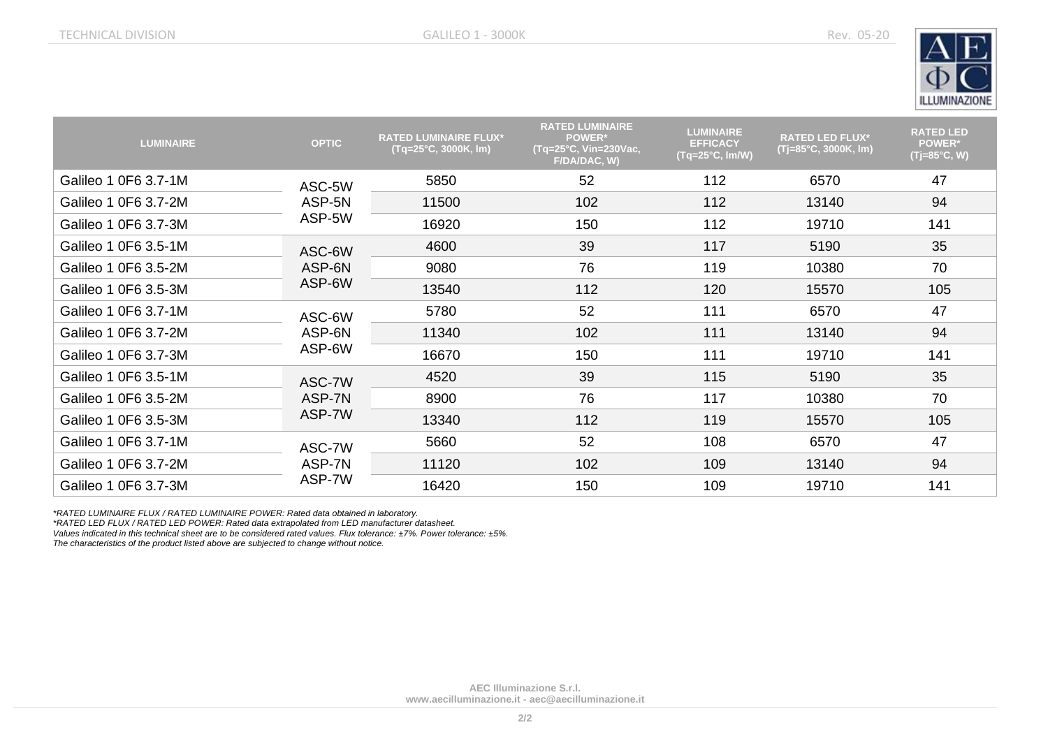| LUMINAIRE | OPTIC | RATED LUMINAIRE FLUX* (Tq=25°C, 3000K, lm) | RATED LUMINAIRE POWER* (Tq=25°C, Vin=230Vac, F/DA/DAC, W) | LUMINAIRE EFFICACY (Tq=25°C, lm/W) | RATED LED FLUX* (Tj=85°C, 3000K, lm) | RATED LED POWER* (Tj=85°C, W) |
|---|---|---|---|---|---|---|
| Galileo 1 0F6 3.7-1M | ASC-5W ASP-5N ASP-5W | 5850 | 52 | 112 | 6570 | 47 |
| Galileo 1 0F6 3.7-2M | | 11500 | 102 | 112 | 13140 | 94 |
| Galileo 1 0F6 3.7-3M | | 16920 | 150 | 112 | 19710 | 141 |
| Galileo 1 0F6 3.5-1M | ASC-6W ASP-6N ASP-6W | 4600 | 39 | 117 | 5190 | 35 |
| Galileo 1 0F6 3.5-2M | | 9080 | 76 | 119 | 10380 | 70 |
| Galileo 1 0F6 3.5-3M | | 13540 | 112 | 120 | 15570 | 105 |
| Galileo 1 0F6 3.7-1M | ASC-6W ASP-6N ASP-6W | 5780 | 52 | 111 | 6570 | 47 |
| Galileo 1 0F6 3.7-2M | | 11340 | 102 | 111 | 13140 | 94 |
| Galileo 1 0F6 3.7-3M | | 16670 | 150 | 111 | 19710 | 141 |
| Galileo 1 0F6 3.5-1M | ASC-7W ASP-7N ASP-7W | 4520 | 39 | 115 | 5190 | 35 |
| Galileo 1 0F6 3.5-2M | | 8900 | 76 | 117 | 10380 | 70 |
| Galileo 1 0F6 3.5-3M | | 13340 | 112 | 119 | 15570 | 105 |
| Galileo 1 0F6 3.7-1M | ASC-7W ASP-7N ASP-7W | 5660 | 52 | 108 | 6570 | 47 |
| Galileo 1 0F6 3.7-2M | | 11120 | 102 | 109 | 13140 | 94 |
| Galileo 1 0F6 3.7-3M | | 16420 | 150 | 109 | 19710 | 141 |

*\*RATED LUMINAIRE FLUX / RATED LUMINAIRE POWER: Rated data obtained in laboratory.*
*\*RATED LED FLUX / RATED LED POWER: Rated data extrapolated from LED manufacturer datasheet.*
*Values indicated in this technical sheet are to be considered rated values. Flux tolerance: ±7%. Power tolerance: ±5%.*
*The characteristics of the product listed above are subjected to change without notice.*

**AEC Illuminazione S.r.l.**
**www.aecilluminazione.it - aec@aecilluminazione.it**